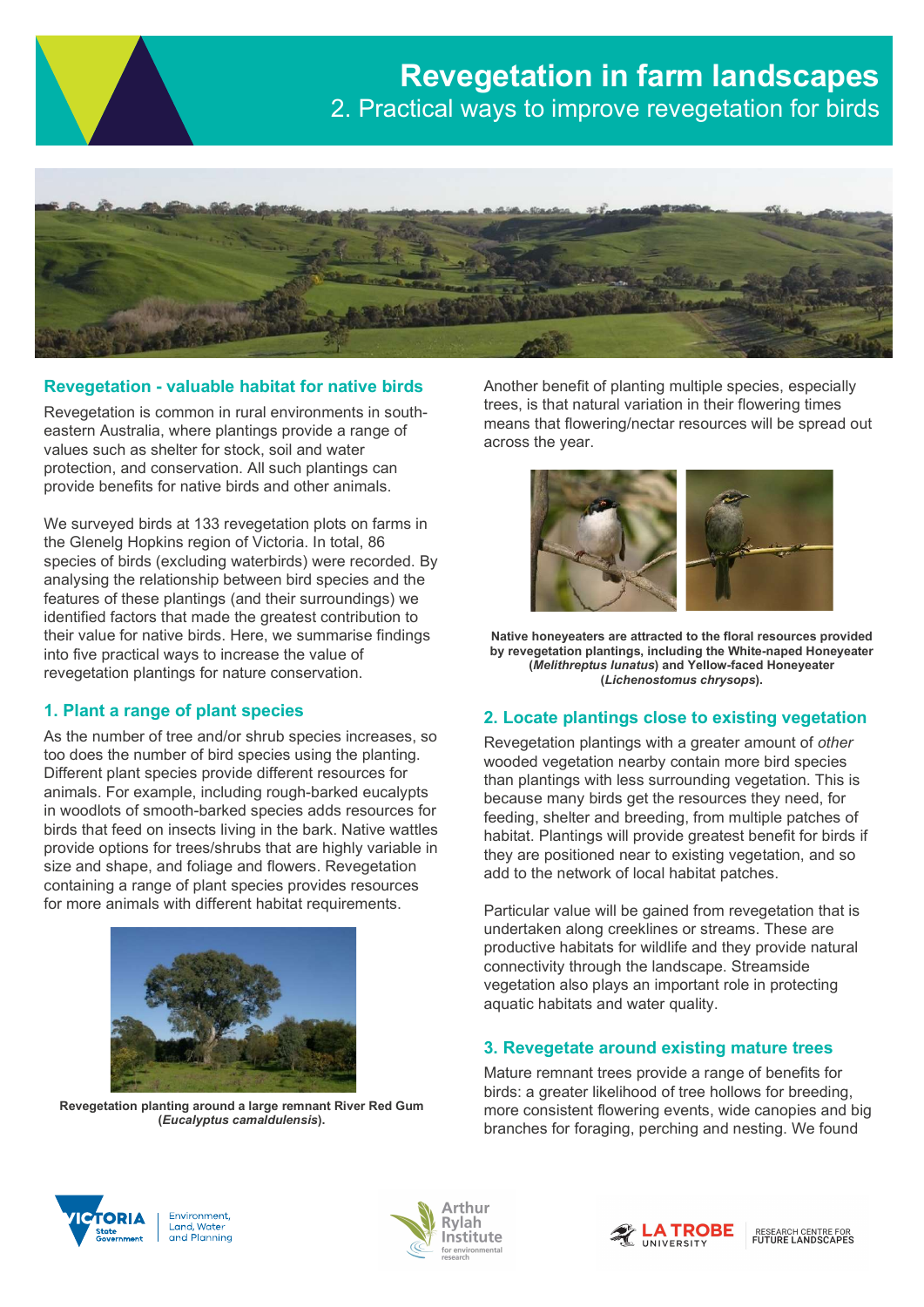# Revegetation in farm landscapes

## 2. Practical ways to improve revegetation for birds

### Revegetation - valuable habitat for native birds

Revegetation is common in rural environments in south-eastern Australia, where plantings provide a range of values such as shelter for stock, soil and water protection, and conservation. All such plantings can provide benefits for native birds and other animals.

We surveyed birds at 133 revegetation plots on farms in the Glenelg Hopkins region of Victoria. In total, 86 species of birds (excluding waterbirds) were recorded. By analysing the relationship between bird species and the features of these plantings (and their surroundings) we identified factors that made the greatest contribution to their value for native birds. Here, we summarise findings into five practical ways to increase the value of revegetation plantings for nature conservation.

### 1. Plant a range of plant species

As the number of tree and/or shrub species increases, so too does the number of bird species using the planting. Different plant species provide different resources for animals. For example, including rough-barked eucalypts in woodlots of smooth-barked species adds resources for birds that feed on insects living in the bark. Native wattles provide options for trees/shrubs that are highly variable in size and shape, and foliage and flowers. Revegetation containing a range of plant species provides resources for more animals with different habitat requirements.

**Revegetation planting around a large remnant River Red Gum (*Eucalyptus camaldulensis*).**

Another benefit of planting multiple species, especially trees, is that natural variation in their flowering times means that flowering/nectar resources will be spread out across the year.

**Native honeyeaters are attracted to the floral resources provided by revegetation plantings, including the White-naped Honeyeater (*Melithreptus lunatus*) and Yellow-faced Honeyeater (*Lichenostomus chrysops*).**

### 2. Locate plantings close to existing vegetation

Revegetation plantings with a greater amount of *other* wooded vegetation nearby contain more bird species than plantings with less surrounding vegetation. This is because many birds get the resources they need, for feeding, shelter and breeding, from multiple patches of habitat. Plantings will provide greatest benefit for birds if they are positioned near to existing vegetation, and so add to the network of local habitat patches.

Particular value will be gained from revegetation that is undertaken along creeklines or streams. These are productive habitats for wildlife and they provide natural connectivity through the landscape. Streamside vegetation also plays an important role in protecting aquatic habitats and water quality.

### 3. Revegetate around existing mature trees

Mature remnant trees provide a range of benefits for birds: a greater likelihood of tree hollows for breeding, more consistent flowering events, wide canopies and big branches for foraging, perching and nesting. We found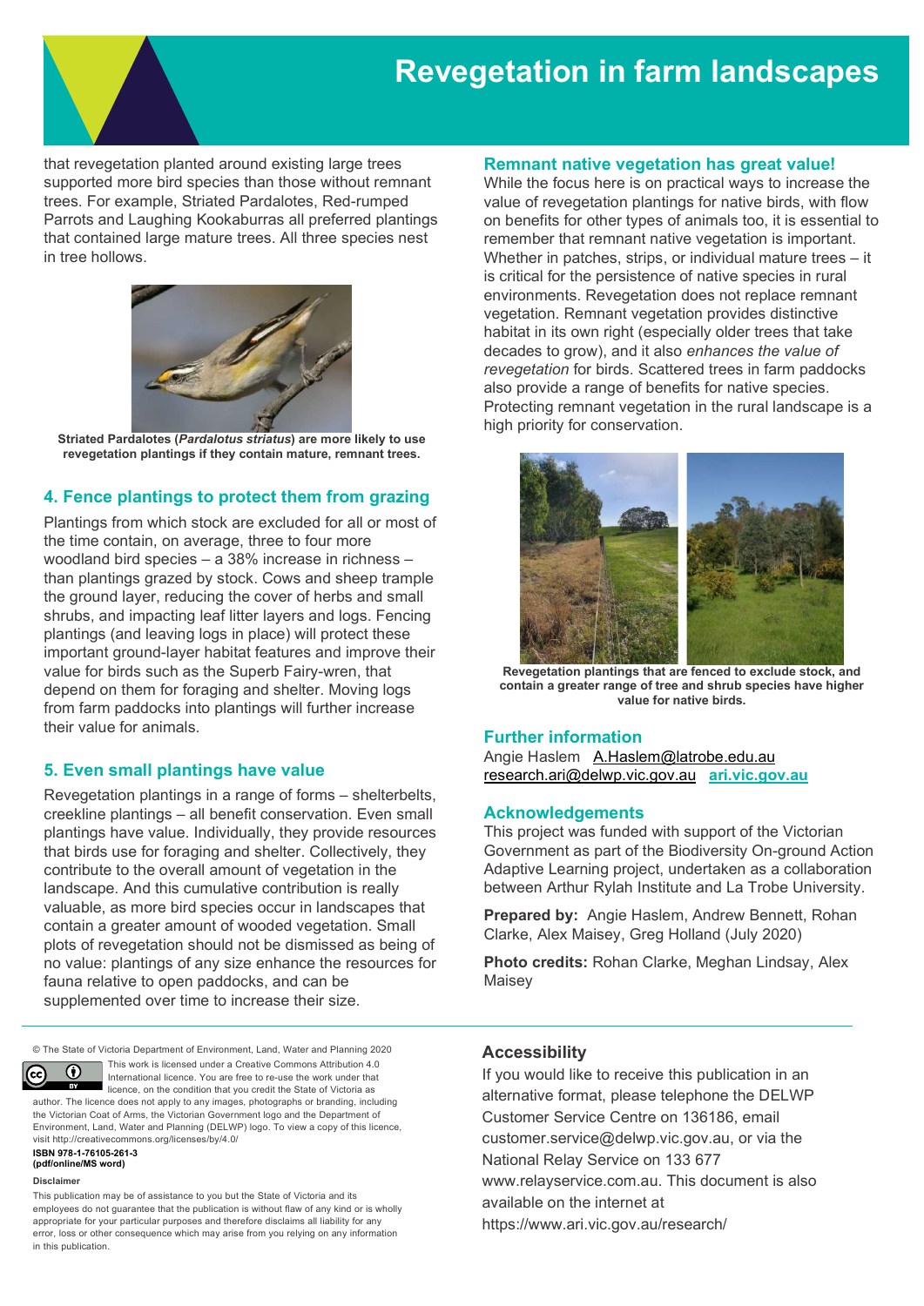# Revegetation in farm landscapes

that revegetation planted around existing large trees supported more bird species than those without remnant trees. For example, Striated Pardalotes, Red-rumped Parrots and Laughing Kookaburras all preferred plantings that contained large mature trees. All three species nest in tree hollows.

**Striated Pardalotes (*Pardalotus striatus*) are more likely to use revegetation plantings if they contain mature, remnant trees.**

## 4. Fence plantings to protect them from grazing

Plantings from which stock are excluded for all or most of the time contain, on average, three to four more woodland bird species – a 38% increase in richness – than plantings grazed by stock. Cows and sheep trample the ground layer, reducing the cover of herbs and small shrubs, and impacting leaf litter layers and logs. Fencing plantings (and leaving logs in place) will protect these important ground-layer habitat features and improve their value for birds such as the Superb Fairy-wren, that depend on them for foraging and shelter. Moving logs from farm paddocks into plantings will further increase their value for animals.

## 5. Even small plantings have value

Revegetation plantings in a range of forms – shelterbelts, creekline plantings – all benefit conservation. Even small plantings have value. Individually, they provide resources that birds use for foraging and shelter. Collectively, they contribute to the overall amount of vegetation in the landscape. And this cumulative contribution is really valuable, as more bird species occur in landscapes that contain a greater amount of wooded vegetation. Small plots of revegetation should not be dismissed as being of no value: plantings of any size enhance the resources for fauna relative to open paddocks, and can be supplemented over time to increase their size.

## Remnant native vegetation has great value!

While the focus here is on practical ways to increase the value of revegetation plantings for native birds, with flow on benefits for other types of animals too, it is essential to remember that remnant native vegetation is important. Whether in patches, strips, or individual mature trees – it is critical for the persistence of native species in rural environments. Revegetation does not replace remnant vegetation. Remnant vegetation provides distinctive habitat in its own right (especially older trees that take decades to grow), and it also *enhances the value of revegetation* for birds. Scattered trees in farm paddocks also provide a range of benefits for native species. Protecting remnant vegetation in the rural landscape is a high priority for conservation.

**Revegetation plantings that are fenced to exclude stock, and contain a greater range of tree and shrub species have higher value for native birds.**

## Further information

Angie Haslem A.Haslem@latrobe.edu.au
research.ari@delwp.vic.gov.au **ari.vic.gov.au**

## Acknowledgements

This project was funded with support of the Victorian Government as part of the Biodiversity On-ground Action Adaptive Learning project, undertaken as a collaboration between Arthur Rylah Institute and La Trobe University.

**Prepared by:** Angie Haslem, Andrew Bennett, Rohan Clarke, Alex Maisey, Greg Holland (July 2020)

**Photo credits:** Rohan Clarke, Meghan Lindsay, Alex Maisey

© The State of Victoria Department of Environment, Land, Water and Planning 2020

This work is licensed under a Creative Commons Attribution 4.0 International licence. You are free to re-use the work under that licence, on the condition that you credit the State of Victoria as author. The licence does not apply to any images, photographs or branding, including the Victorian Coat of Arms, the Victorian Government logo and the Department of Environment, Land, Water and Planning (DELWP) logo. To view a copy of this licence, visit http://creativecommons.org/licenses/by/4.0/

**ISBN 978-1-76105-261-3 (pdf/online/MS word)**

**Disclaimer**

This publication may be of assistance to you but the State of Victoria and its employees do not guarantee that the publication is without flaw of any kind or is wholly appropriate for your particular purposes and therefore disclaims all liability for any error, loss or other consequence which may arise from you relying on any information in this publication.

## Accessibility

If you would like to receive this publication in an alternative format, please telephone the DELWP Customer Service Centre on 136186, email customer.service@delwp.vic.gov.au, or via the National Relay Service on 133 677 www.relayservice.com.au. This document is also available on the internet at https://www.ari.vic.gov.au/research/